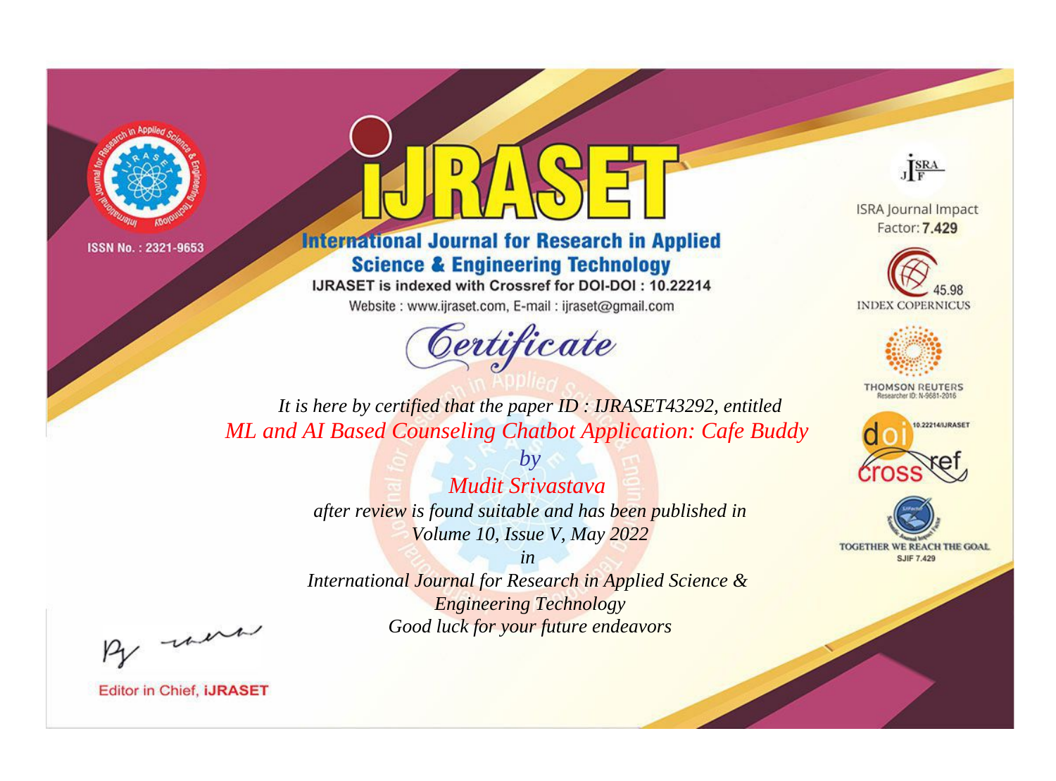ISSN No. : 2321-9653

# IJRASET

## International Journal for Research in Applied Science & Engineering Technology

IJRASET is indexed with Crossref for DOI-DOI : 10.22214

Website : www.ijraset.com, E-mail : ijraset@gmail.com

*Certificate*

*It is here by certified that the paper ID : IJRASET43292, entitled*

*ML and AI Based Counseling Chatbot Application: Cafe Buddy*

*by*

*Mudit Srivastava*

*after review is found suitable and has been published in*

*Volume 10, Issue V, May 2022*

*in*

*International Journal for Research in Applied Science & Engineering Technology*

*Good luck for your future endeavors*

ISRA Journal Impact Factor: **7.429**

45.98 INDEX COPERNICUS

THOMSON REUTERS Researcher ID: N-9681-2016

10.22214/IJRASET

TOGETHER WE REACH THE GOAL SJIF 7.429

Editor in Chief, **iJRASET**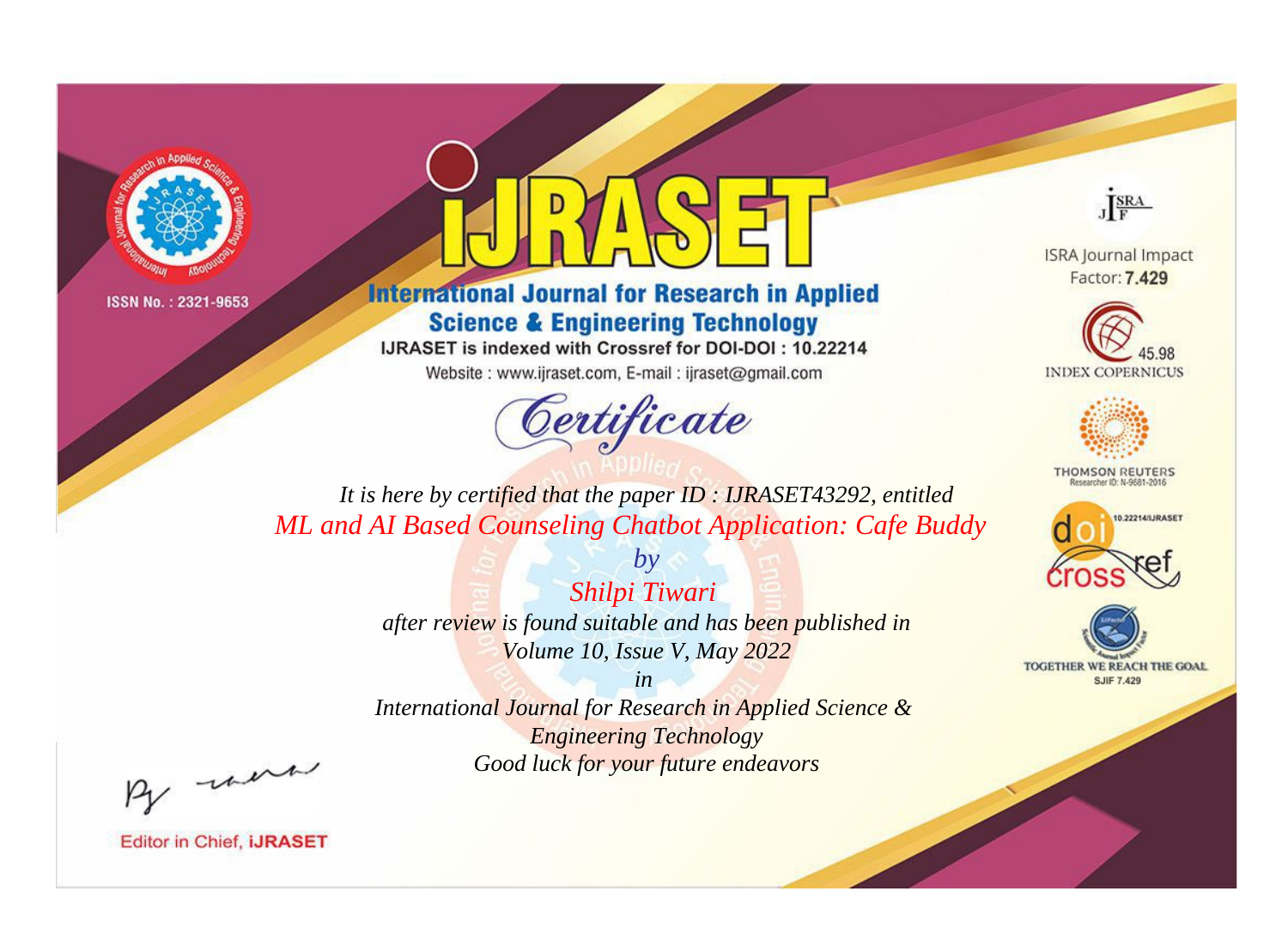ISSN No. : 2321-9653

# iJRASET

## International Journal for Research in Applied Science & Engineering Technology

IJRASET is indexed with Crossref for DOI-DOI : 10.22214

Website : www.ijraset.com, E-mail : ijraset@gmail.com

ISRA Journal Impact Factor: **7.429**

45.98 INDEX COPERNICUS

THOMSON REUTERS Researcher ID: N-9681-2016

10.22214/IJRASET

TOGETHER WE REACH THE GOAL SJIF 7.429

# *Certificate*

*It is here by certified that the paper ID : IJRASET43292, entitled*

*ML and AI Based Counseling Chatbot Application: Cafe Buddy*

*by*

*Shilpi Tiwari*

*after review is found suitable and has been published in*

*Volume 10, Issue V, May 2022*

*in*

*International Journal for Research in Applied Science & Engineering Technology*

*Good luck for your future endeavors*

Editor in Chief, **iJRASET**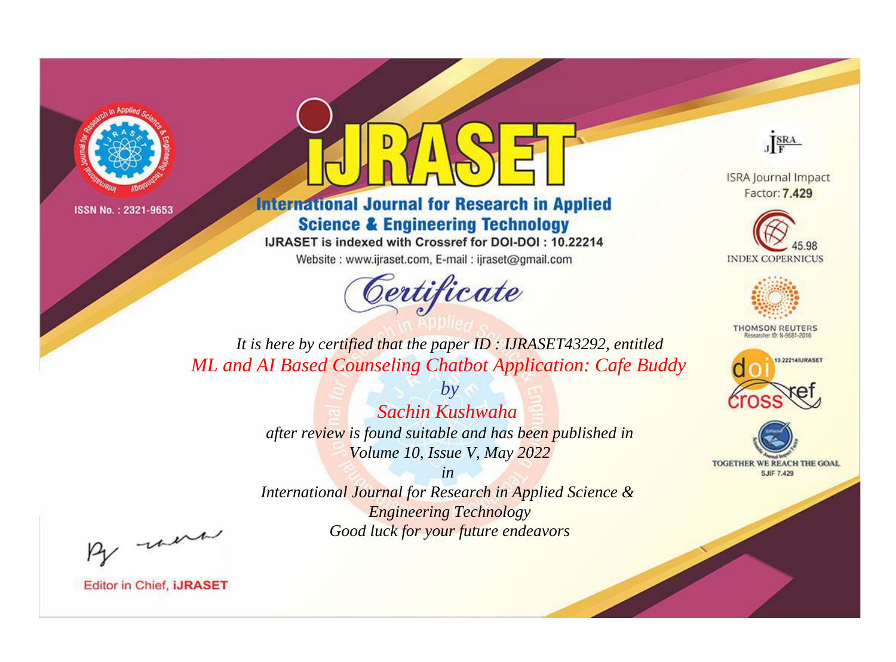ISSN No. : 2321-9653

# iJRASET

## International Journal for Research in Applied Science & Engineering Technology

IJRASET is indexed with Crossref for DOI-DOI : 10.22214

Website : www.ijraset.com, E-mail : ijraset@gmail.com

ISRA Journal Impact Factor: **7.429**

45.98 INDEX COPERNICUS

THOMSON REUTERS Researcher ID: N-9681-2016

10.22214/IJRASET

TOGETHER WE REACH THE GOAL SJIF 7.429

# *Certificate*

*It is here by certified that the paper ID : IJRASET43292, entitled*

*ML and AI Based Counseling Chatbot Application: Cafe Buddy*

*by*

*Sachin Kushwaha*

*after review is found suitable and has been published in*

*Volume 10, Issue V, May 2022*

*in*

*International Journal for Research in Applied Science & Engineering Technology*

*Good luck for your future endeavors*

Editor in Chief, **iJRASET**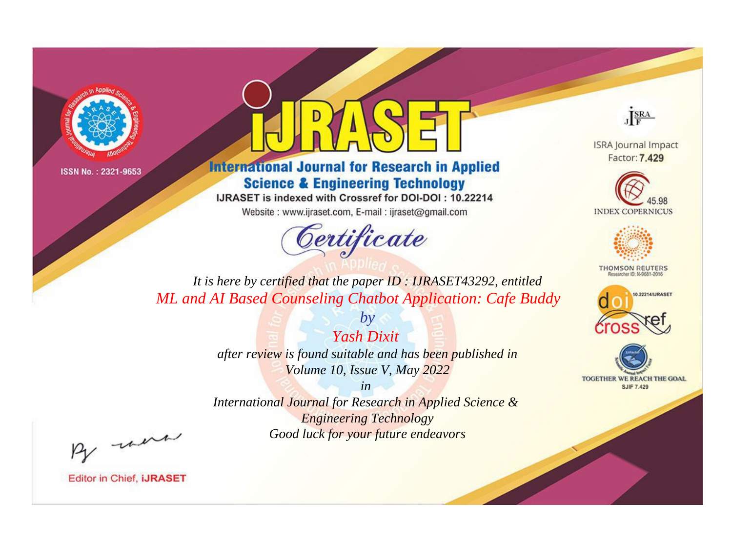ISSN No. : 2321-9653

# iJRASET

## International Journal for Research in Applied Science & Engineering Technology

IJRASET is indexed with Crossref for DOI-DOI : 10.22214

Website : www.ijraset.com, E-mail : ijraset@gmail.com

*Certificate*

*It is here by certified that the paper ID : IJRASET43292, entitled*

*ML and AI Based Counseling Chatbot Application: Cafe Buddy*

*by*

*Yash Dixit*

*after review is found suitable and has been published in*

*Volume 10, Issue V, May 2022*

*in*

*International Journal for Research in Applied Science & Engineering Technology*

*Good luck for your future endeavors*

ISRA Journal Impact Factor: **7.429**

45.98 INDEX COPERNICUS

THOMSON REUTERS Researcher ID: N-9681-2016

10.22214/IJRASET

TOGETHER WE REACH THE GOAL SJIF 7.429

Editor in Chief, **iJRASET**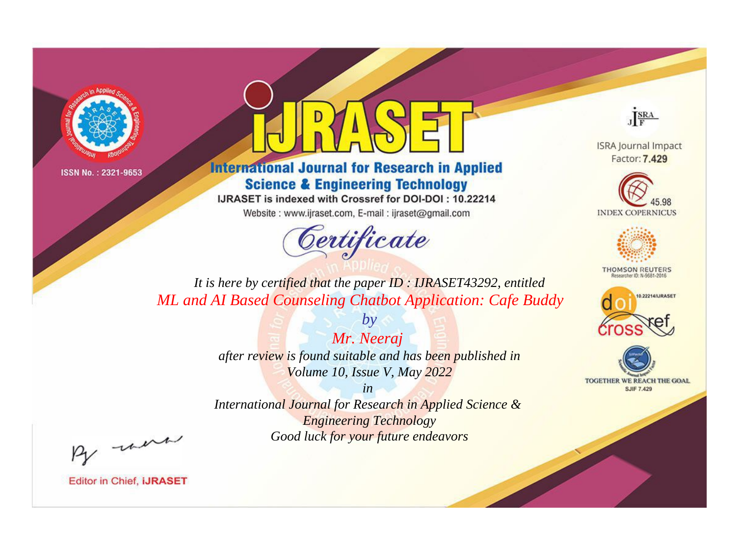ISSN No. : 2321-9653

# IJRASET

## International Journal for Research in Applied Science & Engineering Technology

IJRASET is indexed with Crossref for DOI-DOI : 10.22214

Website : www.ijraset.com, E-mail : ijraset@gmail.com

*Certificate*

*It is here by certified that the paper ID : IJRASET43292, entitled*

*ML and AI Based Counseling Chatbot Application: Cafe Buddy*

*by*

*Mr. Neeraj*

*after review is found suitable and has been published in*

*Volume 10, Issue V, May 2022*

*in*

*International Journal for Research in Applied Science & Engineering Technology*

*Good luck for your future endeavors*

ISRA Journal Impact Factor: **7.429**

45.98 INDEX COPERNICUS

THOMSON REUTERS Researcher ID: N-9681-2016

10.22214/IJRASET

TOGETHER WE REACH THE GOAL SJIF 7.429

Editor in Chief, **iJRASET**